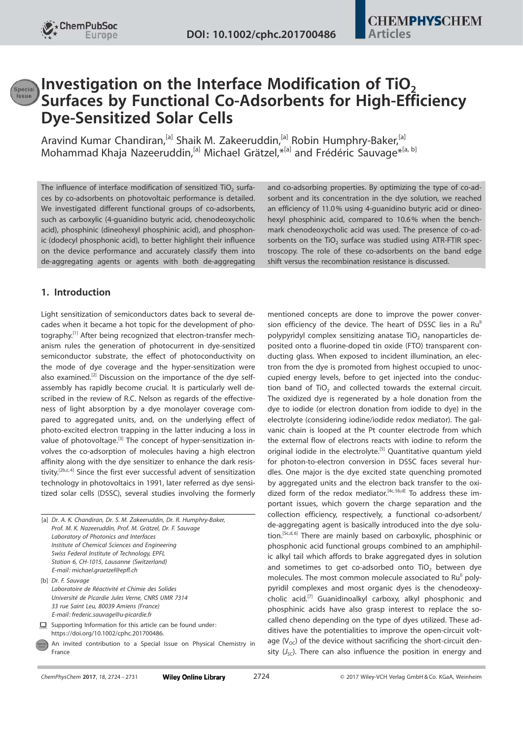# Investigation on the Interface Modification of $TiO_2$ Surfaces by Functional Co-Adsorbents for High-Efficiency Dye-Sensitized Solar Cells

Aravind Kumar Chandiran,[a] Shaik M. Zakeeruddin,[a] Robin Humphry-Baker,[a] Mohammad Khaja Nazeeruddin,[a] Michael Grätzel,*[a] and Frédéric Sauvage*[a, b]

The influence of interface modification of sensitized $TiO_2$ surfaces by co-adsorbents on photovoltaic performance is detailed. We investigated different functional groups of co-adsorbents, such as carboxylic (4-guanidino butyric acid, chenodeoxycholic acid), phosphinic (dineohexyl phosphinic acid), and phosphonic (dodecyl phosphonic acid), to better highlight their influence on the device performance and accurately classify them into de-aggregating agents or agents with both de-aggregating and co-adsorbing properties. By optimizing the type of co-adsorbent and its concentration in the dye solution, we reached an efficiency of 11.0% using 4-guanidino butyric acid or dineohexyl phosphinic acid, compared to 10.6% when the benchmark chenodeoxycholic acid was used. The presence of co-adsorbents on the $TiO_2$ surface was studied using ATR-FTIR spectroscopy. The role of these co-adsorbents on the band edge shift versus the recombination resistance is discussed.

## 1. Introduction

Light sensitization of semiconductors dates back to several decades when it became a hot topic for the development of photography.[1] After being recognized that electron-transfer mechanism rules the generation of photocurrent in dye-sensitized semiconductor substrate, the effect of photoconductivity on the mode of dye coverage and the hyper-sensitization were also examined.[2] Discussion on the importance of the dye self-assembly has rapidly become crucial. It is particularly well described in the review of R.C. Nelson as regards of the effectiveness of light absorption by a dye monolayer coverage compared to aggregated units, and, on the underlying effect of photo-excited electron trapping in the latter inducing a loss in value of photovoltage.[3] The concept of hyper-sensitization involves the co-adsorption of molecules having a high electron affinity along with the dye sensitizer to enhance the dark resistivity.[2b,c,4] Since the first ever successful advent of sensitization technology in photovoltaics in 1991, later referred as dye sensitized solar cells (DSSC), several studies involving the formerly mentioned concepts are done to improve the power conversion efficiency of the device. The heart of DSSC lies in a $Ru^{II}$ polypyridyl complex sensitizing anatase $TiO_2$ nanoparticles deposited onto a fluorine-doped tin oxide (FTO) transparent conducting glass. When exposed to incident illumination, an electron from the dye is promoted from highest occupied to unoccupied energy levels, before to get injected into the conduction band of $TiO_2$ and collected towards the external circuit. The oxidized dye is regenerated by a hole donation from the dye to iodide (or electron donation from iodide to dye) in the electrolyte (considering iodine/iodide redox mediator). The galvanic chain is looped at the Pt counter electrode from which the external flow of electrons reacts with iodine to reform the original iodide in the electrolyte.[5] Quantitative quantum yield for photon-to-electron conversion in DSSC faces several hurdles. One major is the dye excited state quenching promoted by aggregated units and the electron back transfer to the oxidized form of the redox mediator.[4c,5b,d] To address these important issues, which govern the charge separation and the collection efficiency, respectively, a functional co-adsorbent/de-aggregating agent is basically introduced into the dye solution.[5c,d,6] There are mainly based on carboxylic, phosphinic or phosphonic acid functional groups combined to an amphiphilic alkyl tail which affords to brake aggregated dyes in solution and sometimes to get co-adsorbed onto $TiO_2$ between dye molecules. The most common molecule associated to $Ru^{II}$ polypyridil complexes and most organic dyes is the chenodeoxycholic acid.[7] Guanidinoalkyl carboxy, alkyl phosphonic and phosphinic acids have also grasp interest to replace the so-called cheno depending on the type of dyes utilized. These additives have the potentialities to improve the open-circuit voltage ($V_{OC}$) of the device without sacrificing the short-circuit density ($J_{SC}$). There can also influence the position in energy and

---

[a] Dr. A. K. Chandiran, Dr. S. M. Zakeeruddin, Dr. R. Humphry-Baker, Prof. M. K. Nazeeruddin, Prof. M. Grätzel, Dr. F. Sauvage
Laboratory of Photonics and Interfaces
Institute of Chemical Sciences and Engineering
Swiss Federal Institute of Technology, EPFL
Station 6, CH-1015, Lausanne (Switzerland)
E-mail: michael.graetzel@epfl.ch

[b] Dr. F. Sauvage
Laboratoire de Réactivité et Chimie des Solides
Université de Picardie Jules Verne, CNRS UMR 7314
33 rue Saint Leu, 80039 Amiens (France)
E-mail: frederic.sauvage@u-picardie.fr

Supporting Information for this article can be found under: https://doi.org/10.1002/cphc.201700486.

An invited contribution to a Special Issue on Physical Chemistry in France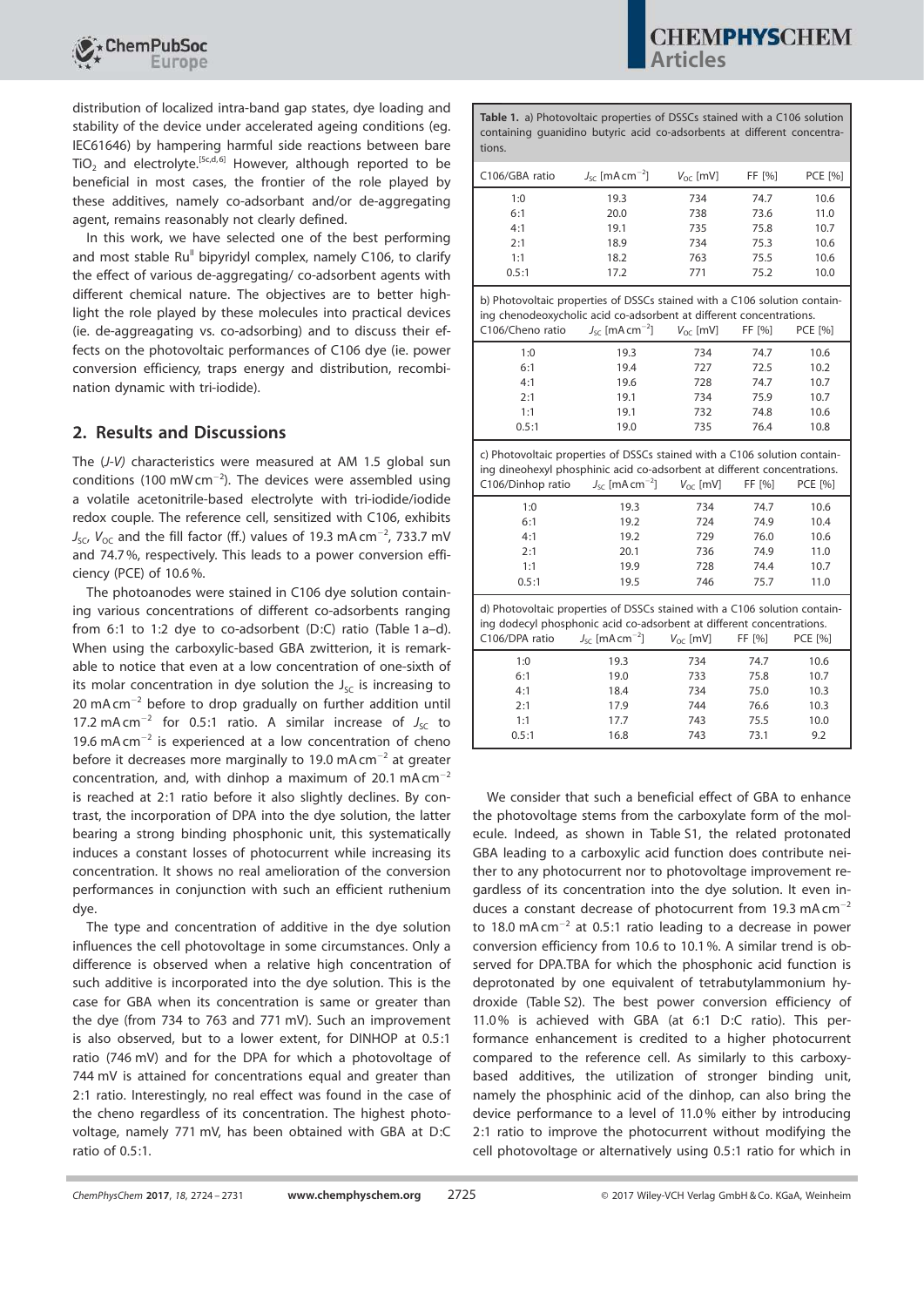distribution of localized intra-band gap states, dye loading and stability of the device under accelerated ageing conditions (eg. IEC61646) by hampering harmful side reactions between bare $TiO_2$ and electrolyte.[5c,d,6] However, although reported to be beneficial in most cases, the frontier of the role played by these additives, namely co-adsorbant and/or de-aggregating agent, remains reasonably not clearly defined.

In this work, we have selected one of the best performing and most stable Ru[II] bipyridyl complex, namely C106, to clarify the effect of various de-aggregating/ co-adsorbent agents with different chemical nature. The objectives are to better highlight the role played by these molecules into practical devices (ie. de-aggreagating vs. co-adsorbing) and to discuss their effects on the photovoltaic performances of C106 dye (ie. power conversion efficiency, traps energy and distribution, recombination dynamic with tri-iodide).

## 2. Results and Discussions

The (*J-V*) characteristics were measured at AM 1.5 global sun conditions (100 mW cm$^{-2}$). The devices were assembled using a volatile acetonitrile-based electrolyte with tri-iodide/iodide redox couple. The reference cell, sensitized with C106, exhibits $J_{SC}$, $V_{OC}$ and the fill factor (ff.) values of 19.3 mA cm$^{-2}$, 733.7 mV and 74.7 %, respectively. This leads to a power conversion efficiency (PCE) of 10.6 %.

The photoanodes were stained in C106 dye solution containing various concentrations of different co-adsorbents ranging from 6:1 to 1:2 dye to co-adsorbent (D:C) ratio (Table 1 a–d). When using the carboxylic-based GBA zwitterion, it is remarkable to notice that even at a low concentration of one-sixth of its molar concentration in dye solution the $J_{SC}$ is increasing to 20 mA cm$^{-2}$ before to drop gradually on further addition until 17.2 mA cm$^{-2}$ for 0.5:1 ratio. A similar increase of $J_{SC}$ to 19.6 mA cm$^{-2}$ is experienced at a low concentration of cheno before it decreases more marginally to 19.0 mA cm$^{-2}$ at greater concentration, and, with dinhop a maximum of 20.1 mA cm$^{-2}$ is reached at 2:1 ratio before it also slightly declines. By contrast, the incorporation of DPA into the dye solution, the latter bearing a strong binding phosphonic unit, this systematically induces a constant losses of photocurrent while increasing its concentration. It shows no real amelioration of the conversion performances in conjunction with such an efficient ruthenium dye.

The type and concentration of additive in the dye solution influences the cell photovoltage in some circumstances. Only a difference is observed when a relative high concentration of such additive is incorporated into the dye solution. This is the case for GBA when its concentration is same or greater than the dye (from 734 to 763 and 771 mV). Such an improvement is also observed, but to a lower extent, for DINHOP at 0.5:1 ratio (746 mV) and for the DPA for which a photovoltage of 744 mV is attained for concentrations equal and greater than 2:1 ratio. Interestingly, no real effect was found in the case of the cheno regardless of its concentration. The highest photovoltage, namely 771 mV, has been obtained with GBA at D:C ratio of 0.5:1.

**Table 1.** a) Photovoltaic properties of DSSCs stained with a C106 solution containing guanidino butyric acid co-adsorbents at different concentrations.

| C106/GBA ratio | $J_{SC}$ [mA cm$^{-2}$] | $V_{OC}$ [mV] | FF [%] | PCE [%] |
|---|---|---|---|---|
| 1:0 | 19.3 | 734 | 74.7 | 10.6 |
| 6:1 | 20.0 | 738 | 73.6 | 11.0 |
| 4:1 | 19.1 | 735 | 75.8 | 10.7 |
| 2:1 | 18.9 | 734 | 75.3 | 10.6 |
| 1:1 | 18.2 | 763 | 75.5 | 10.6 |
| 0.5:1 | 17.2 | 771 | 75.2 | 10.0 |

b) Photovoltaic properties of DSSCs stained with a C106 solution containing chenodeoxycholic acid co-adsorbent at different concentrations.

| C106/Cheno ratio | $J_{SC}$ [mA cm$^{-2}$] | $V_{OC}$ [mV] | FF [%] | PCE [%] |
|---|---|---|---|---|
| 1:0 | 19.3 | 734 | 74.7 | 10.6 |
| 6:1 | 19.4 | 727 | 72.5 | 10.2 |
| 4:1 | 19.6 | 728 | 74.7 | 10.7 |
| 2:1 | 19.1 | 734 | 75.9 | 10.7 |
| 1:1 | 19.1 | 732 | 74.8 | 10.6 |
| 0.5:1 | 19.0 | 735 | 76.4 | 10.8 |

c) Photovoltaic properties of DSSCs stained with a C106 solution containing dineohexyl phosphinic acid co-adsorbent at different concentrations.

| C106/Dinhop ratio | $J_{SC}$ [mA cm$^{-2}$] | $V_{OC}$ [mV] | FF [%] | PCE [%] |
|---|---|---|---|---|
| 1:0 | 19.3 | 734 | 74.7 | 10.6 |
| 6:1 | 19.2 | 724 | 74.9 | 10.4 |
| 4:1 | 19.2 | 729 | 76.0 | 10.6 |
| 2:1 | 20.1 | 736 | 74.9 | 11.0 |
| 1:1 | 19.9 | 728 | 74.4 | 10.7 |
| 0.5:1 | 19.5 | 746 | 75.7 | 11.0 |

d) Photovoltaic properties of DSSCs stained with a C106 solution containing dodecyl phosphonic acid co-adsorbent at different concentrations.

| C106/DPA ratio | $J_{SC}$ [mA cm$^{-2}$] | $V_{OC}$ [mV] | FF [%] | PCE [%] |
|---|---|---|---|---|
| 1:0 | 19.3 | 734 | 74.7 | 10.6 |
| 6:1 | 19.0 | 733 | 75.8 | 10.7 |
| 4:1 | 18.4 | 734 | 75.0 | 10.3 |
| 2:1 | 17.9 | 744 | 76.6 | 10.3 |
| 1:1 | 17.7 | 743 | 75.5 | 10.0 |
| 0.5:1 | 16.8 | 743 | 73.1 | 9.2 |

We consider that such a beneficial effect of GBA to enhance the photovoltage stems from the carboxylate form of the molecule. Indeed, as shown in Table S1, the related protonated GBA leading to a carboxylic acid function does contribute neither to any photocurrent nor to photovoltage improvement regardless of its concentration into the dye solution. It even induces a constant decrease of photocurrent from 19.3 mA cm$^{-2}$ to 18.0 mA cm$^{-2}$ at 0.5:1 ratio leading to a decrease in power conversion efficiency from 10.6 to 10.1 %. A similar trend is observed for DPA.TBA for which the phosphonic acid function is deprotonated by one equivalent of tetrabutylammonium hydroxide (Table S2). The best power conversion efficiency of 11.0 % is achieved with GBA (at 6:1 D:C ratio). This performance enhancement is credited to a higher photocurrent compared to the reference cell. As similarly to this carboxy-based additives, the utilization of stronger binding unit, namely the phosphinic acid of the dinhop, can also bring the device performance to a level of 11.0 % either by introducing 2:1 ratio to improve the photocurrent without modifying the cell photovoltage or alternatively using 0.5:1 ratio for which in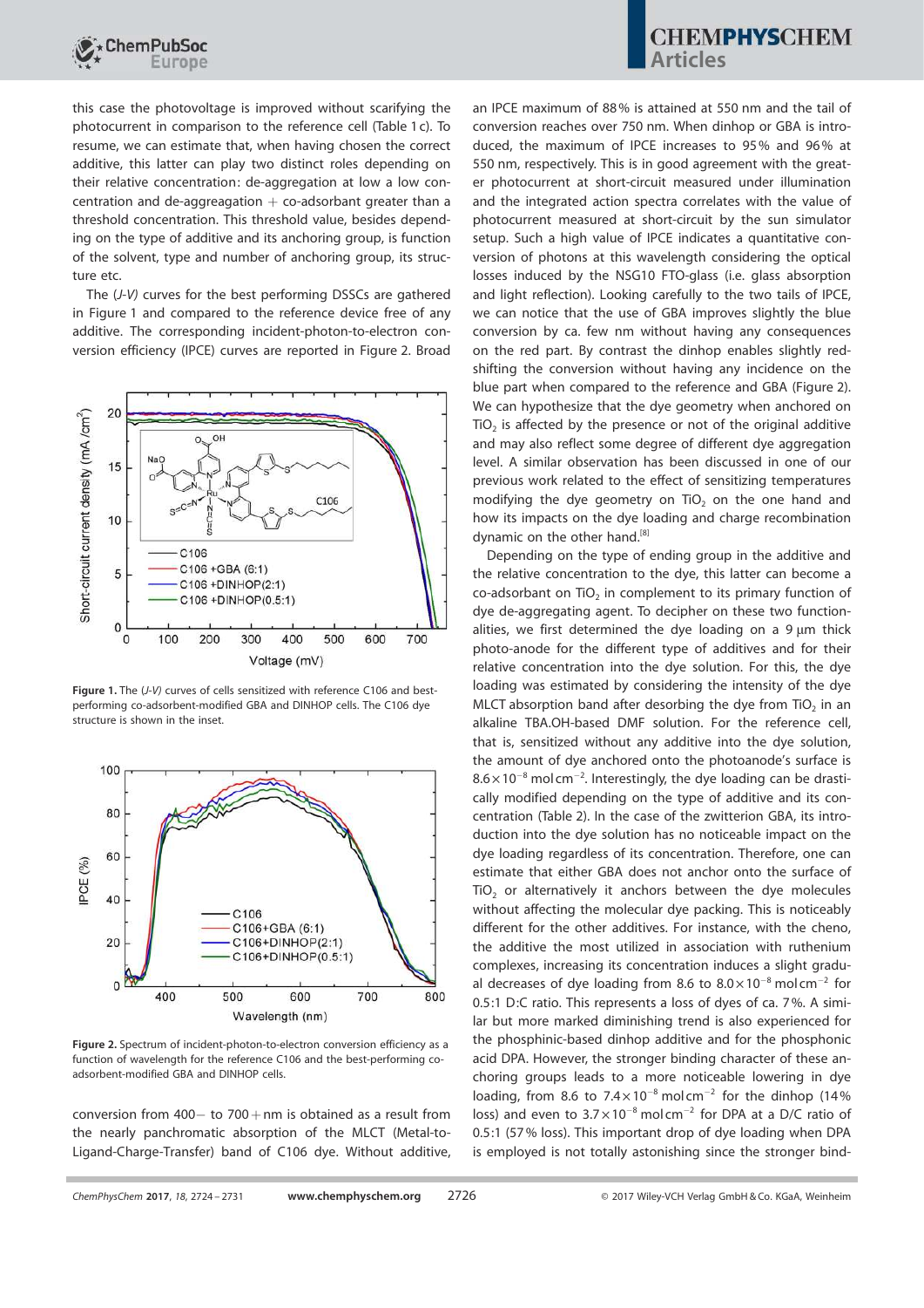this case the photovoltage is improved without scarifying the photocurrent in comparison to the reference cell (Table 1 c). To resume, we can estimate that, when having chosen the correct additive, this latter can play two distinct roles depending on their relative concentration: de-aggregation at low a low concentration and de-aggreagation + co-adsorbant greater than a threshold concentration. This threshold value, besides depending on the type of additive and its anchoring group, is function of the solvent, type and number of anchoring group, its structure etc.

The (*J-V*) curves for the best performing DSSCs are gathered in Figure 1 and compared to the reference device free of any additive. The corresponding incident-photon-to-electron conversion efficiency (IPCE) curves are reported in Figure 2. Broad conversion from 400− to 700+ nm is obtained as a result from the nearly panchromatic absorption of the MLCT (Metal-to-Ligand-Charge-Transfer) band of C106 dye. Without additive, an IPCE maximum of 88% is attained at 550 nm and the tail of conversion reaches over 750 nm. When dinhop or GBA is introduced, the maximum of IPCE increases to 95% and 96% at 550 nm, respectively. This is in good agreement with the greater photocurrent at short-circuit measured under illumination and the integrated action spectra correlates with the value of photocurrent measured at short-circuit by the sun simulator setup. Such a high value of IPCE indicates a quantitative conversion of photons at this wavelength considering the optical losses induced by the NSG10 FTO-glass (i.e. glass absorption and light reflection). Looking carefully to the two tails of IPCE, we can notice that the use of GBA improves slightly the blue conversion by ca. few nm without having any consequences on the red part. By contrast the dinhop enables slightly red-shifting the conversion without having any incidence on the blue part when compared to the reference and GBA (Figure 2). We can hypothesize that the dye geometry when anchored on $TiO_2$ is affected by the presence or not of the original additive and may also reflect some degree of different dye aggregation level. A similar observation has been discussed in one of our previous work related to the effect of sensitizing temperatures modifying the dye geometry on $TiO_2$ on the one hand and how its impacts on the dye loading and charge recombination dynamic on the other hand.[8]

**Figure 1.** The (*J-V*) curves of cells sensitized with reference C106 and best-performing co-adsorbent-modified GBA and DINHOP cells. The C106 dye structure is shown in the inset.

**Figure 2.** Spectrum of incident-photon-to-electron conversion efficiency as a function of wavelength for the reference C106 and the best-performing co-adsorbent-modified GBA and DINHOP cells.

Depending on the type of ending group in the additive and the relative concentration to the dye, this latter can become a co-adsorbant on $TiO_2$ in complement to its primary function of dye de-aggregating agent. To decipher on these two functionalities, we first determined the dye loading on a 9 µm thick photo-anode for the different type of additives and for their relative concentration into the dye solution. For this, the dye loading was estimated by considering the intensity of the dye MLCT absorption band after desorbing the dye from $TiO_2$ in an alkaline TBA.OH-based DMF solution. For the reference cell, that is, sensitized without any additive into the dye solution, the amount of dye anchored onto the photoanode's surface is $8.6\times10^{-8}$ mol cm$^{-2}$. Interestingly, the dye loading can be drastically modified depending on the type of additive and its concentration (Table 2). In the case of the zwitterion GBA, its introduction into the dye solution has no noticeable impact on the dye loading regardless of its concentration. Therefore, one can estimate that either GBA does not anchor onto the surface of $TiO_2$ or alternatively it anchors between the dye molecules without affecting the molecular dye packing. This is noticeably different for the other additives. For instance, with the cheno, the additive the most utilized in association with ruthenium complexes, increasing its concentration induces a slight gradual decreases of dye loading from 8.6 to $8.0\times10^{-8}$ mol cm$^{-2}$ for 0.5:1 D:C ratio. This represents a loss of dyes of ca. 7%. A similar but more marked diminishing trend is also experienced for the phosphinic-based dinhop additive and for the phosphonic acid DPA. However, the stronger binding character of these anchoring groups leads to a more noticeable lowering in dye loading, from 8.6 to $7.4\times10^{-8}$ mol cm$^{-2}$ for the dinhop (14% loss) and even to $3.7\times10^{-8}$ mol cm$^{-2}$ for DPA at a D/C ratio of 0.5:1 (57% loss). This important drop of dye loading when DPA is employed is not totally astonishing since the stronger bind-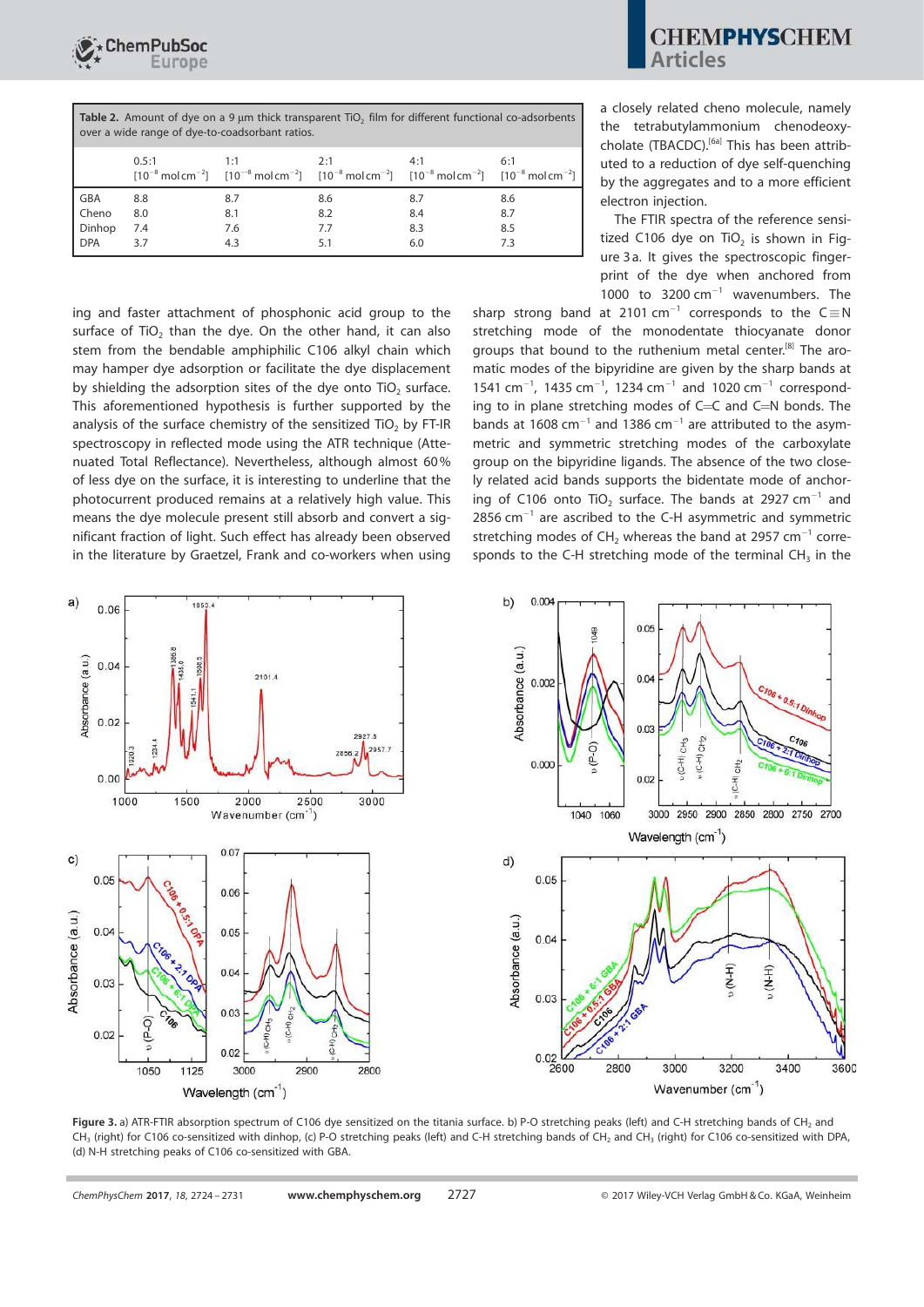**Table 2.** Amount of dye on a 9 μm thick transparent $TiO_2$ film for different functional co-adsorbents over a wide range of dye-to-coadsorbant ratios.

| | 0.5:1 [$10^{-8}$ mol cm$^{-2}$] | 1:1 [$10^{-8}$ mol cm$^{-2}$] | 2:1 [$10^{-8}$ mol cm$^{-2}$] | 4:1 [$10^{-8}$ mol cm$^{-2}$] | 6:1 [$10^{-8}$ mol cm$^{-2}$] |
|---|---|---|---|---|---|
| GBA | 8.8 | 8.7 | 8.6 | 8.7 | 8.6 |
| Cheno | 8.0 | 8.1 | 8.2 | 8.4 | 8.7 |
| Dinhop | 7.4 | 7.6 | 7.7 | 8.3 | 8.5 |
| DPA | 3.7 | 4.3 | 5.1 | 6.0 | 7.3 |

ing and faster attachment of phosphonic acid group to the surface of $TiO_2$ than the dye. On the other hand, it can also stem from the bendable amphiphilic C106 alkyl chain which may hamper dye adsorption or facilitate the dye displacement by shielding the adsorption sites of the dye onto $TiO_2$ surface. This aforementioned hypothesis is further supported by the analysis of the surface chemistry of the sensitized $TiO_2$ by FT-IR spectroscopy in reflected mode using the ATR technique (Attenuated Total Reflectance). Nevertheless, although almost 60% of less dye on the surface, it is interesting to underline that the photocurrent produced remains at a relatively high value. This means the dye molecule present still absorb and convert a significant fraction of light. Such effect has already been observed in the literature by Graetzel, Frank and co-workers when using a closely related cheno molecule, namely the tetrabutylammonium chenodeoxycholate (TBACDC).[6a] This has been attributed to a reduction of dye self-quenching by the aggregates and to a more efficient electron injection.

The FTIR spectra of the reference sensitized C106 dye on $TiO_2$ is shown in Figure 3a. It gives the spectroscopic fingerprint of the dye when anchored from 1000 to 3200 cm$^{-1}$ wavenumbers. The sharp strong band at 2101 cm$^{-1}$ corresponds to the C≡N stretching mode of the monodentate thiocyanate donor groups that bound to the ruthenium metal center.[8] The aromatic modes of the bipyridine are given by the sharp bands at 1541 cm$^{-1}$, 1435 cm$^{-1}$, 1234 cm$^{-1}$ and 1020 cm$^{-1}$ corresponding to in plane stretching modes of C=C and C=N bonds. The bands at 1608 cm$^{-1}$ and 1386 cm$^{-1}$ are attributed to the asymmetric and symmetric stretching modes of the carboxylate group on the bipyridine ligands. The absence of the two closely related acid bands supports the bidentate mode of anchoring of C106 onto $TiO_2$ surface. The bands at 2927 cm$^{-1}$ and 2856 cm$^{-1}$ are ascribed to the C-H asymmetric and symmetric stretching modes of $CH_2$ whereas the band at 2957 cm$^{-1}$ corresponds to the C-H stretching mode of the terminal $CH_3$ in the

**Figure 3.** a) ATR-FTIR absorption spectrum of C106 dye sensitized on the titania surface. b) P-O stretching peaks (left) and C-H stretching bands of $CH_2$ and $CH_3$ (right) for C106 co-sensitized with dinhop, (c) P-O stretching peaks (left) and C-H stretching bands of $CH_2$ and $CH_3$ (right) for C106 co-sensitized with DPA, (d) N-H stretching peaks of C106 co-sensitized with GBA.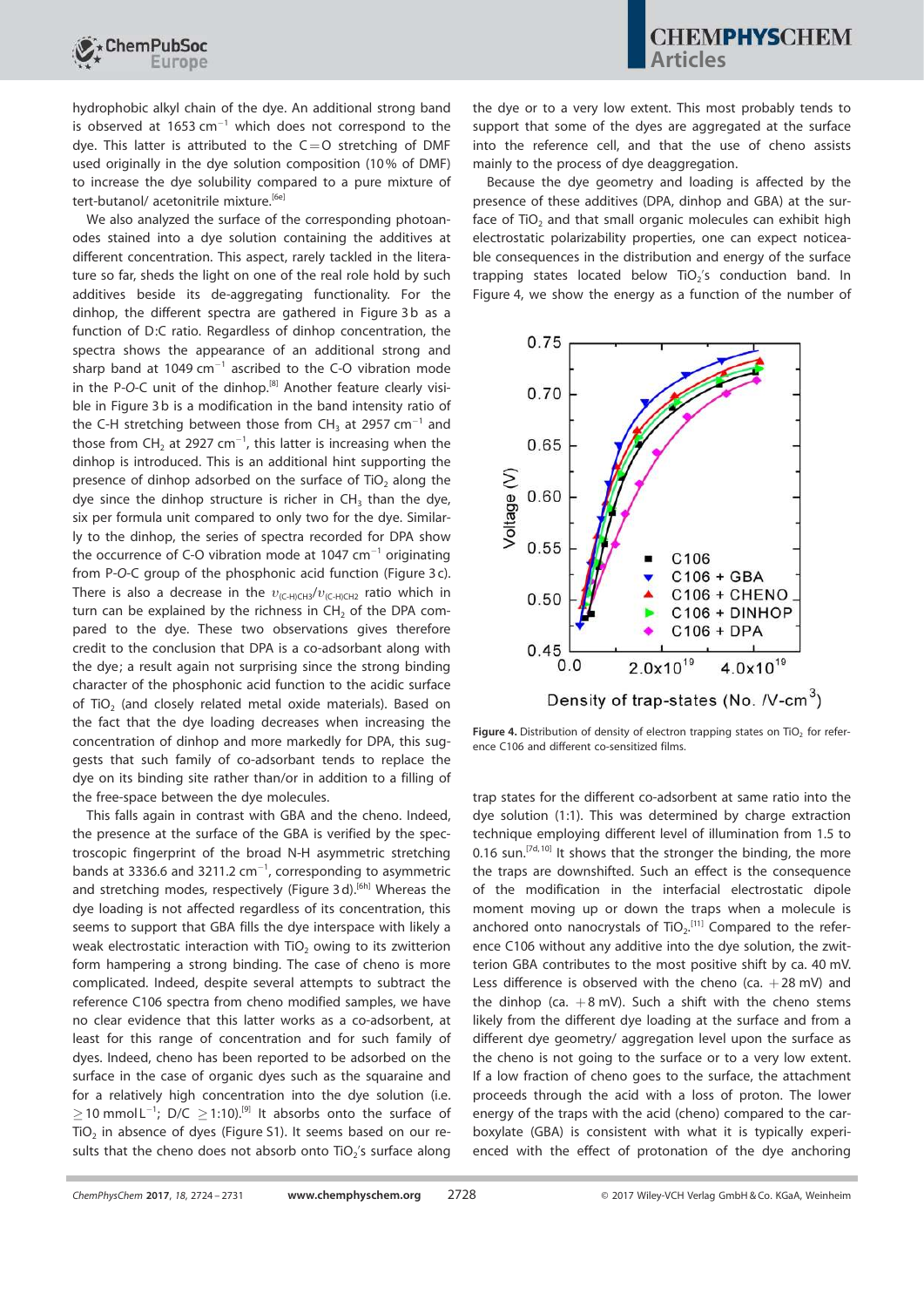hydrophobic alkyl chain of the dye. An additional strong band is observed at 1653 $cm^{-1}$ which does not correspond to the dye. This latter is attributed to the C=O stretching of DMF used originally in the dye solution composition (10% of DMF) to increase the dye solubility compared to a pure mixture of tert-butanol/ acetonitrile mixture.[6e]

We also analyzed the surface of the corresponding photoanodes stained into a dye solution containing the additives at different concentration. This aspect, rarely tackled in the literature so far, sheds the light on one of the real role hold by such additives beside its de-aggregating functionality. For the dinhop, the different spectra are gathered in Figure 3b as a function of D:C ratio. Regardless of dinhop concentration, the spectra shows the appearance of an additional strong and sharp band at 1049 $cm^{-1}$ ascribed to the C-O vibration mode in the P-*O*-C unit of the dinhop.[8] Another feature clearly visible in Figure 3b is a modification in the band intensity ratio of the C-H stretching between those from $CH_3$ at 2957 $cm^{-1}$ and those from $CH_2$ at 2927 $cm^{-1}$, this latter is increasing when the dinhop is introduced. This is an additional hint supporting the presence of dinhop adsorbed on the surface of $TiO_2$ along the dye since the dinhop structure is richer in $CH_3$ than the dye, six per formula unit compared to only two for the dye. Similarly to the dinhop, the series of spectra recorded for DPA show the occurrence of C-O vibration mode at 1047 $cm^{-1}$ originating from P-*O*-C group of the phosphonic acid function (Figure 3c). There is also a decrease in the $\upsilon_{(C\text{-}H)CH3}/\upsilon_{(C\text{-}H)CH2}$ ratio which in turn can be explained by the richness in $CH_2$ of the DPA compared to the dye. These two observations gives therefore credit to the conclusion that DPA is a co-adsorbant along with the dye; a result again not surprising since the strong binding character of the phosphonic acid function to the acidic surface of $TiO_2$ (and closely related metal oxide materials). Based on the fact that the dye loading decreases when increasing the concentration of dinhop and more markedly for DPA, this suggests that such family of co-adsorbant tends to replace the dye on its binding site rather than/or in addition to a filling of the free-space between the dye molecules.

This falls again in contrast with GBA and the cheno. Indeed, the presence at the surface of the GBA is verified by the spectroscopic fingerprint of the broad N-H asymmetric stretching bands at 3336.6 and 3211.2 $cm^{-1}$, corresponding to asymmetric and stretching modes, respectively (Figure 3d).[6h] Whereas the dye loading is not affected regardless of its concentration, this seems to support that GBA fills the dye interspace with likely a weak electrostatic interaction with $TiO_2$ owing to its zwitterion form hampering a strong binding. The case of cheno is more complicated. Indeed, despite several attempts to subtract the reference C106 spectra from cheno modified samples, we have no clear evidence that this latter works as a co-adsorbent, at least for this range of concentration and for such family of dyes. Indeed, cheno has been reported to be adsorbed on the surface in the case of organic dyes such as the squaraine and for a relatively high concentration into the dye solution (i.e. $\geq 10$ mmol$L^{-1}$; D/C $\geq$1:10).[9] It absorbs onto the surface of $TiO_2$ in absence of dyes (Figure S1). It seems based on our results that the cheno does not absorb onto $TiO_2$'s surface along the dye or to a very low extent. This most probably tends to support that some of the dyes are aggregated at the surface into the reference cell, and that the use of cheno assists mainly to the process of dye deaggregation.

Because the dye geometry and loading is affected by the presence of these additives (DPA, dinhop and GBA) at the surface of $TiO_2$ and that small organic molecules can exhibit high electrostatic polarizability properties, one can expect noticeable consequences in the distribution and energy of the surface trapping states located below $TiO_2$'s conduction band. In Figure 4, we show the energy as a function of the number of trap states for the different co-adsorbent at same ratio into the dye solution (1:1). This was determined by charge extraction technique employing different level of illumination from 1.5 to 0.16 sun.[7d,10] It shows that the stronger the binding, the more the traps are downshifted. Such an effect is the consequence of the modification in the interfacial electrostatic dipole moment moving up or down the traps when a molecule is anchored onto nanocrystals of $TiO_2$.[11] Compared to the reference C106 without any additive into the dye solution, the zwitterion GBA contributes to the most positive shift by ca. 40 mV. Less difference is observed with the cheno (ca. +28 mV) and the dinhop (ca. +8 mV). Such a shift with the cheno stems likely from the different dye loading at the surface and from a different dye geometry/ aggregation level upon the surface as the cheno is not going to the surface or to a very low extent. If a low fraction of cheno goes to the surface, the attachment proceeds through the acid with a loss of proton. The lower energy of the traps with the acid (cheno) compared to the carboxylate (GBA) is consistent with what it is typically experienced with the effect of protonation of the dye anchoring

**Figure 4.** Distribution of density of electron trapping states on $TiO_2$ for reference C106 and different co-sensitized films.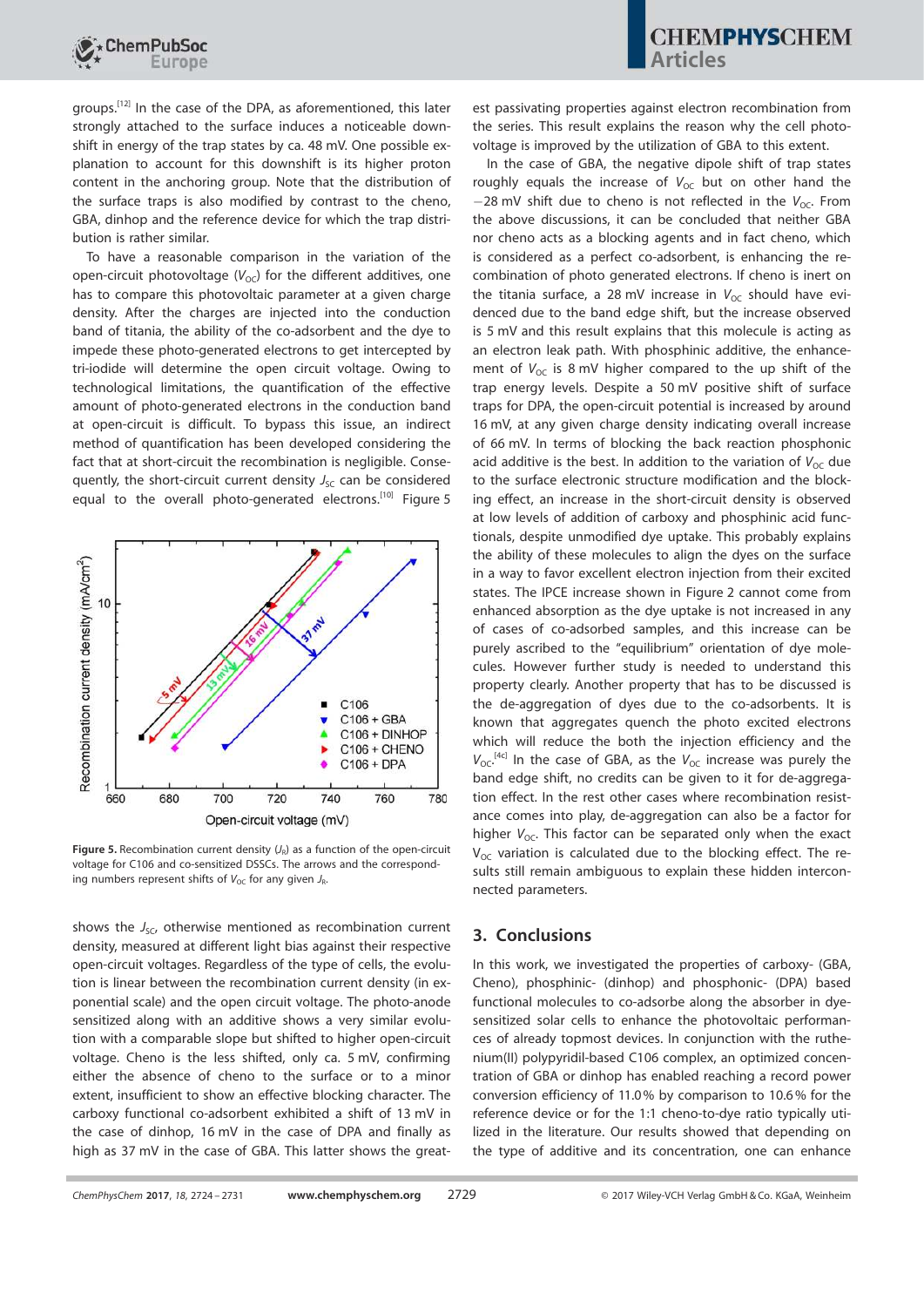groups.[12] In the case of the DPA, as aforementioned, this later strongly attached to the surface induces a noticeable downshift in energy of the trap states by ca. 48 mV. One possible explanation to account for this downshift is its higher proton content in the anchoring group. Note that the distribution of the surface traps is also modified by contrast to the cheno, GBA, dinhop and the reference device for which the trap distribution is rather similar.

To have a reasonable comparison in the variation of the open-circuit photovoltage ($V_{OC}$) for the different additives, one has to compare this photovoltaic parameter at a given charge density. After the charges are injected into the conduction band of titania, the ability of the co-adsorbent and the dye to impede these photo-generated electrons to get intercepted by tri-iodide will determine the open circuit voltage. Owing to technological limitations, the quantification of the effective amount of photo-generated electrons in the conduction band at open-circuit is difficult. To bypass this issue, an indirect method of quantification has been developed considering the fact that at short-circuit the recombination is negligible. Consequently, the short-circuit current density $J_{SC}$ can be considered equal to the overall photo-generated electrons.[10] Figure 5 shows the $J_{SC}$, otherwise mentioned as recombination current density, measured at different light bias against their respective open-circuit voltages. Regardless of the type of cells, the evolution is linear between the recombination current density (in exponential scale) and the open circuit voltage. The photo-anode sensitized along with an additive shows a very similar evolution with a comparable slope but shifted to higher open-circuit voltage. Cheno is the less shifted, only ca. 5 mV, confirming either the absence of cheno to the surface or to a minor extent, insufficient to show an effective blocking character. The carboxy functional co-adsorbent exhibited a shift of 13 mV in the case of dinhop, 16 mV in the case of DPA and finally as high as 37 mV in the case of GBA. This latter shows the greatest passivating properties against electron recombination from the series. This result explains the reason why the cell photovoltage is improved by the utilization of GBA to this extent.

**Figure 5.** Recombination current density ($J_R$) as a function of the open-circuit voltage for C106 and co-sensitized DSSCs. The arrows and the corresponding numbers represent shifts of $V_{OC}$ for any given $J_R$.

In the case of GBA, the negative dipole shift of trap states roughly equals the increase of $V_{OC}$ but on other hand the −28 mV shift due to cheno is not reflected in the $V_{OC}$. From the above discussions, it can be concluded that neither GBA nor cheno acts as a blocking agents and in fact cheno, which is considered as a perfect co-adsorbent, is enhancing the recombination of photo generated electrons. If cheno is inert on the titania surface, a 28 mV increase in $V_{OC}$ should have evidenced due to the band edge shift, but the increase observed is 5 mV and this result explains that this molecule is acting as an electron leak path. With phosphinic additive, the enhancement of $V_{OC}$ is 8 mV higher compared to the up shift of the trap energy levels. Despite a 50 mV positive shift of surface traps for DPA, the open-circuit potential is increased by around 16 mV, at any given charge density indicating overall increase of 66 mV. In terms of blocking the back reaction phosphonic acid additive is the best. In addition to the variation of $V_{OC}$ due to the surface electronic structure modification and the blocking effect, an increase in the short-circuit density is observed at low levels of addition of carboxy and phosphinic acid functionals, despite unmodified dye uptake. This probably explains the ability of these molecules to align the dyes on the surface in a way to favor excellent electron injection from their excited states. The IPCE increase shown in Figure 2 cannot come from enhanced absorption as the dye uptake is not increased in any of cases of co-adsorbed samples, and this increase can be purely ascribed to the "equilibrium" orientation of dye molecules. However further study is needed to understand this property clearly. Another property that has to be discussed is the de-aggregation of dyes due to the co-adsorbents. It is known that aggregates quench the photo excited electrons which will reduce the both the injection efficiency and the $V_{OC}$.[4c] In the case of GBA, as the $V_{OC}$ increase was purely the band edge shift, no credits can be given to it for de-aggregation effect. In the rest other cases where recombination resistance comes into play, de-aggregation can also be a factor for higher $V_{OC}$. This factor can be separated only when the exact $V_{OC}$ variation is calculated due to the blocking effect. The results still remain ambiguous to explain these hidden interconnected parameters.

## 3. Conclusions

In this work, we investigated the properties of carboxy- (GBA, Cheno), phosphinic- (dinhop) and phosphonic- (DPA) based functional molecules to co-adsorbe along the absorber in dye-sensitized solar cells to enhance the photovoltaic performances of already topmost devices. In conjunction with the ruthenium(II) polypyridil-based C106 complex, an optimized concentration of GBA or dinhop has enabled reaching a record power conversion efficiency of 11.0% by comparison to 10.6% for the reference device or for the 1:1 cheno-to-dye ratio typically utilized in the literature. Our results showed that depending on the type of additive and its concentration, one can enhance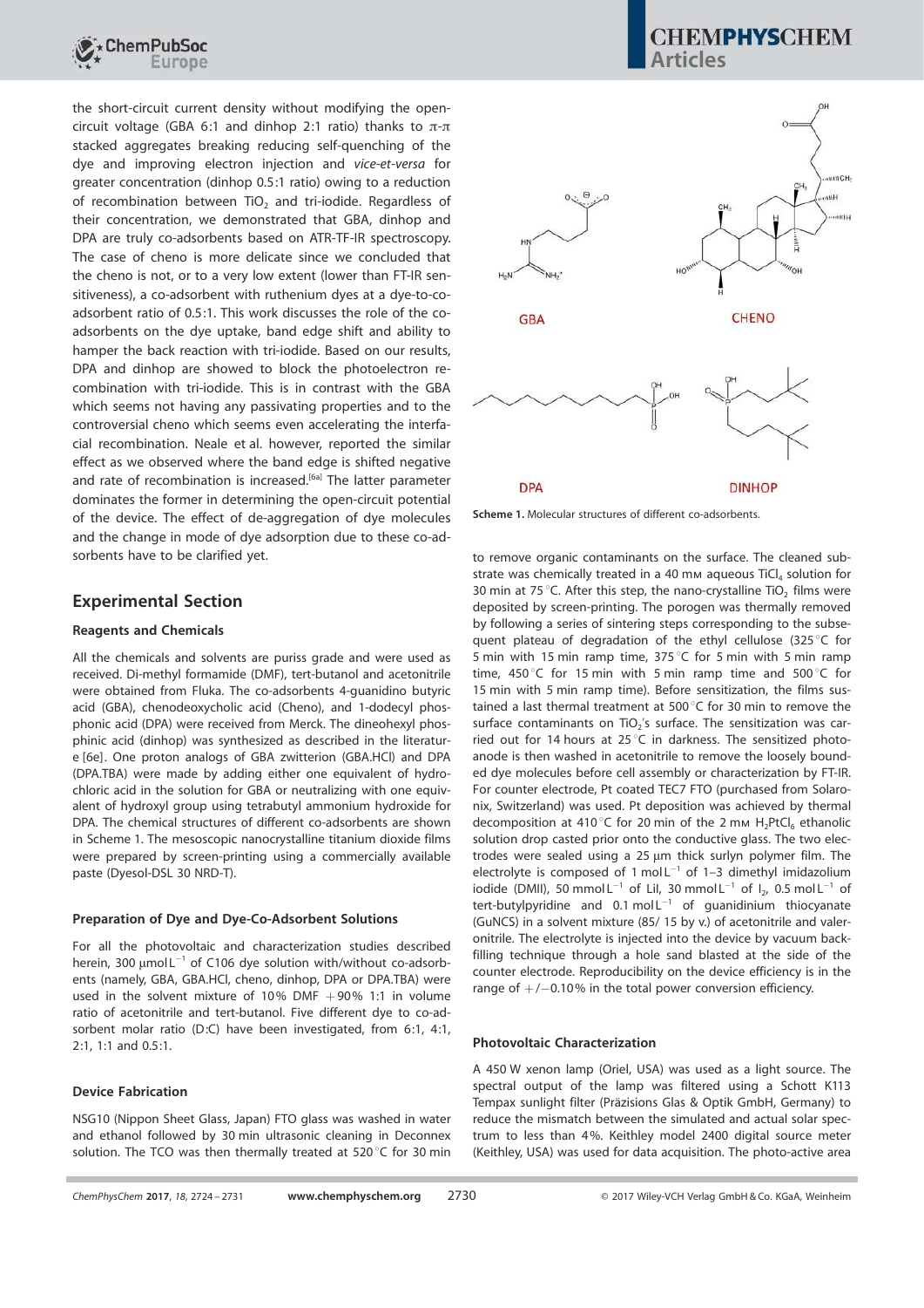the short-circuit current density without modifying the open-circuit voltage (GBA 6:1 and dinhop 2:1 ratio) thanks to π-π stacked aggregates breaking reducing self-quenching of the dye and improving electron injection and *vice-et-versa* for greater concentration (dinhop 0.5:1 ratio) owing to a reduction of recombination between $TiO_2$ and tri-iodide. Regardless of their concentration, we demonstrated that GBA, dinhop and DPA are truly co-adsorbents based on ATR-TF-IR spectroscopy. The case of cheno is more delicate since we concluded that the cheno is not, or to a very low extent (lower than FT-IR sensitiveness), a co-adsorbent with ruthenium dyes at a dye-to-co-adsorbent ratio of 0.5:1. This work discusses the role of the co-adsorbents on the dye uptake, band edge shift and ability to hamper the back reaction with tri-iodide. Based on our results, DPA and dinhop are showed to block the photoelectron recombination with tri-iodide. This is in contrast with the GBA which seems not having any passivating properties and to the controversial cheno which seems even accelerating the interfacial recombination. Neale et al. however, reported the similar effect as we observed where the band edge is shifted negative and rate of recombination is increased.[6a] The latter parameter dominates the former in determining the open-circuit potential of the device. The effect of de-aggregation of dye molecules and the change in mode of dye adsorption due to these co-adsorbents have to be clarified yet.

Scheme 1. Molecular structures of different co-adsorbents.

## Experimental Section

### Reagents and Chemicals

All the chemicals and solvents are puriss grade and were used as received. Di-methyl formamide (DMF), tert-butanol and acetonitrile were obtained from Fluka. The co-adsorbents 4-guanidino butyric acid (GBA), chenodeoxycholic acid (Cheno), and 1-dodecyl phosphonic acid (DPA) were received from Merck. The dineohexyl phosphinic acid (dinhop) was synthesized as described in the literature [6e]. One proton analogs of GBA zwitterion (GBA.HCl) and DPA (DPA.TBA) were made by adding either one equivalent of hydrochloric acid in the solution for GBA or neutralizing with one equivalent of hydroxyl group using tetrabutyl ammonium hydroxide for DPA. The chemical structures of different co-adsorbents are shown in Scheme 1. The mesoscopic nanocrystalline titanium dioxide films were prepared by screen-printing using a commercially available paste (Dyesol-DSL 30 NRD-T).

### Preparation of Dye and Dye-Co-Adsorbent Solutions

For all the photovoltaic and characterization studies described herein, 300 $\mu$mol$L^{-1}$ of C106 dye solution with/without co-adsorbents (namely, GBA, GBA.HCl, cheno, dinhop, DPA or DPA.TBA) were used in the solvent mixture of 10% DMF +90% 1:1 in volume ratio of acetonitrile and tert-butanol. Five different dye to co-adsorbent molar ratio (D:C) have been investigated, from 6:1, 4:1, 2:1, 1:1 and 0.5:1.

### Device Fabrication

NSG10 (Nippon Sheet Glass, Japan) FTO glass was washed in water and ethanol followed by 30 min ultrasonic cleaning in Deconnex solution. The TCO was then thermally treated at 520 °C for 30 min to remove organic contaminants on the surface. The cleaned substrate was chemically treated in a 40 mM aqueous $TiCl_4$ solution for 30 min at 75 °C. After this step, the nano-crystalline $TiO_2$ films were deposited by screen-printing. The porogen was thermally removed by following a series of sintering steps corresponding to the subsequent plateau of degradation of the ethyl cellulose (325 °C for 5 min with 15 min ramp time, 375 °C for 5 min with 5 min ramp time, 450 °C for 15 min with 5 min ramp time and 500 °C for 15 min with 5 min ramp time). Before sensitization, the films sustained a last thermal treatment at 500 °C for 30 min to remove the surface contaminants on $TiO_2$'s surface. The sensitization was carried out for 14 hours at 25 °C in darkness. The sensitized photoanode is then washed in acetonitrile to remove the loosely bounded dye molecules before cell assembly or characterization by FT-IR. For counter electrode, Pt coated TEC7 FTO (purchased from Solaronix, Switzerland) was used. Pt deposition was achieved by thermal decomposition at 410 °C for 20 min of the 2 mM $H_2PtCl_6$ ethanolic solution drop casted prior onto the conductive glass. The two electrodes were sealed using a 25 μm thick surlyn polymer film. The electrolyte is composed of 1 mol$L^{-1}$ of 1–3 dimethyl imidazolium iodide (DMII), 50 mmol$L^{-1}$ of LiI, 30 mmol$L^{-1}$ of $I_2$, 0.5 mol$L^{-1}$ of tert-butylpyridine and 0.1 mol$L^{-1}$ of guanidinium thiocyanate (GuNCS) in a solvent mixture (85/ 15 by v.) of acetonitrile and valeronitrile. The electrolyte is injected into the device by vacuum back-filling technique through a hole sand blasted at the side of the counter electrode. Reproducibility on the device efficiency is in the range of +/−0.10% in the total power conversion efficiency.

### Photovoltaic Characterization

A 450 W xenon lamp (Oriel, USA) was used as a light source. The spectral output of the lamp was filtered using a Schott K113 Tempax sunlight filter (Präzisions Glas & Optik GmbH, Germany) to reduce the mismatch between the simulated and actual solar spectrum to less than 4%. Keithley model 2400 digital source meter (Keithley, USA) was used for data acquisition. The photo-active area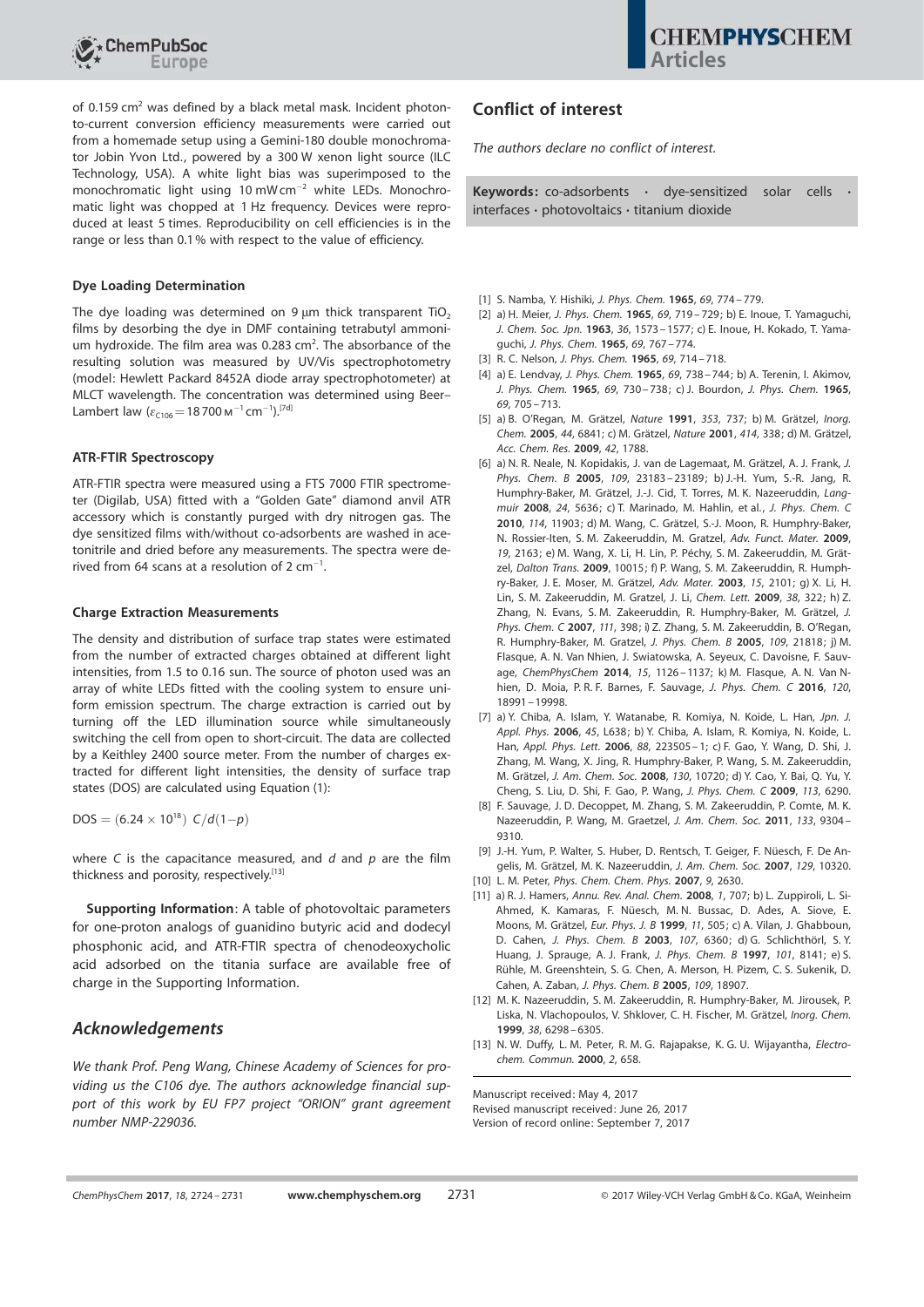of 0.159 $cm^2$ was defined by a black metal mask. Incident photon-to-current conversion efficiency measurements were carried out from a homemade setup using a Gemini-180 double monochromator Jobin Yvon Ltd., powered by a 300 W xenon light source (ILC Technology, USA). A white light bias was superimposed to the monochromatic light using 10 mW $cm^{-2}$ white LEDs. Monochromatic light was chopped at 1 Hz frequency. Devices were reproduced at least 5 times. Reproducibility on cell efficiencies is in the range or less than 0.1% with respect to the value of efficiency.

### Dye Loading Determination

The dye loading was determined on 9 μm thick transparent $TiO_2$ films by desorbing the dye in DMF containing tetrabutyl ammonium hydroxide. The film area was 0.283 $cm^2$. The absorbance of the resulting solution was measured by UV/Vis spectrophotometry (model: Hewlett Packard 8452A diode array spectrophotometer) at MLCT wavelength. The concentration was determined using Beer–Lambert law ($\varepsilon_{C106} = 18700\ M^{-1} cm^{-1}$).[7d]

### ATR-FTIR Spectroscopy

ATR-FTIR spectra were measured using a FTS 7000 FTIR spectrometer (Digilab, USA) fitted with a "Golden Gate" diamond anvil ATR accessory which is constantly purged with dry nitrogen gas. The dye sensitized films with/without co-adsorbents are washed in acetonitrile and dried before any measurements. The spectra were derived from 64 scans at a resolution of 2 $cm^{-1}$.

### Charge Extraction Measurements

The density and distribution of surface trap states were estimated from the number of extracted charges obtained at different light intensities, from 1.5 to 0.16 sun. The source of photon used was an array of white LEDs fitted with the cooling system to ensure uniform emission spectrum. The charge extraction is carried out by turning off the LED illumination source while simultaneously switching the cell from open to short-circuit. The data are collected by a Keithley 2400 source meter. From the number of charges extracted for different light intensities, the density of surface trap states (DOS) are calculated using Equation (1):

$$\mathrm{DOS} = (6.24 \times 10^{18})\ C/d(1-p)$$

where $C$ is the capacitance measured, and $d$ and $p$ are the film thickness and porosity, respectively.[13]

**Supporting Information**: A table of photovoltaic parameters for one-proton analogs of guanidino butyric acid and dodecyl phosphonic acid, and ATR-FTIR spectra of chenodeoxycholic acid adsorbed on the titania surface are available free of charge in the Supporting Information.

## Acknowledgements

*We thank Prof. Peng Wang, Chinese Academy of Sciences for providing us the C106 dye. The authors acknowledge financial support of this work by EU FP7 project "ORION" grant agreement number NMP-229036.*

## Conflict of interest

*The authors declare no conflict of interest.*

**Keywords:** co-adsorbents · dye-sensitized solar cells · interfaces · photovoltaics · titanium dioxide

[1] S. Namba, Y. Hishiki, *J. Phys. Chem.* **1965**, *69*, 774–779.
[2] a) H. Meier, *J. Phys. Chem.* **1965**, *69*, 719–729; b) E. Inoue, T. Yamaguchi, *J. Chem. Soc. Jpn.* **1963**, *36*, 1573–1577; c) E. Inoue, H. Kokado, T. Yamaguchi, *J. Phys. Chem.* **1965**, *69*, 767–774.
[3] R. C. Nelson, *J. Phys. Chem.* **1965**, *69*, 714–718.
[4] a) E. Lendvay, *J. Phys. Chem.* **1965**, *69*, 738–744; b) A. Terenin, I. Akimov, *J. Phys. Chem.* **1965**, *69*, 730–738; c) J. Bourdon, *J. Phys. Chem.* **1965**, *69*, 705–713.
[5] a) B. O'Regan, M. Grätzel, *Nature* **1991**, *353*, 737; b) M. Grätzel, *Inorg. Chem.* **2005**, *44*, 6841; c) M. Grätzel, *Nature* **2001**, *414*, 338; d) M. Grätzel, *Acc. Chem. Res.* **2009**, *42*, 1788.
[6] a) N. R. Neale, N. Kopidakis, J. van de Lagemaat, M. Grätzel, A. J. Frank, *J. Phys. Chem. B* **2005**, *109*, 23183–23189; b) J.-H. Yum, S.-R. Jang, R. Humphry-Baker, M. Grätzel, J.-J. Cid, T. Torres, M. K. Nazeeruddin, *Langmuir* **2008**, *24*, 5636; c) T. Marinado, M. Hahlin, et al., *J. Phys. Chem. C* **2010**, *114*, 11903; d) M. Wang, C. Grätzel, S.-J. Moon, R. Humphry-Baker, N. Rossier-Iten, S. M. Zakeeruddin, M. Gratzel, *Adv. Funct. Mater.* **2009**, *19*, 2163; e) M. Wang, X. Li, H. Lin, P. Péchy, S. M. Zakeeruddin, M. Grätzel, *Dalton Trans.* **2009**, 10015; f) P. Wang, S. M. Zakeeruddin, R. Humphry-Baker, J. E. Moser, M. Grätzel, *Adv. Mater.* **2003**, *15*, 2101; g) X. Li, H. Lin, S. M. Zakeeruddin, M. Gratzel, J. Li, *Chem. Lett.* **2009**, *38*, 322; h) Z. Zhang, N. Evans, S. M. Zakeeruddin, R. Humphry-Baker, M. Grätzel, *J. Phys. Chem. C* **2007**, *111*, 398; i) Z. Zhang, S. M. Zakeeruddin, B. O'Regan, R. Humphry-Baker, M. Gratzel, *J. Phys. Chem. B* **2005**, *109*, 21818; j) M. Flasque, A. N. Van Nhien, J. Swiatowska, A. Seyeux, C. Davoisne, F. Sauvage, *ChemPhysChem* **2014**, *15*, 1126–1137; k) M. Flasque, A. N. Van Nhien, D. Moia, P. R. F. Barnes, F. Sauvage, *J. Phys. Chem. C* **2016**, *120*, 18991–19998.
[7] a) Y. Chiba, A. Islam, Y. Watanabe, R. Komiya, N. Koide, L. Han, *Jpn. J. Appl. Phys.* **2006**, *45*, L638; b) Y. Chiba, A. Islam, R. Komiya, N. Koide, L. Han, *Appl. Phys. Lett.* **2006**, *88*, 223505–1; c) F. Gao, Y. Wang, D. Shi, J. Zhang, M. Wang, X. Jing, R. Humphry-Baker, P. Wang, S. M. Zakeeruddin, M. Grätzel, *J. Am. Chem. Soc.* **2008**, *130*, 10720; d) Y. Cao, Y. Bai, Q. Yu, Y. Cheng, S. Liu, D. Shi, F. Gao, P. Wang, *J. Phys. Chem. C* **2009**, *113*, 6290.
[8] F. Sauvage, J. D. Decoppet, M. Zhang, S. M. Zakeeruddin, P. Comte, M. K. Nazeeruddin, P. Wang, M. Graetzel, *J. Am. Chem. Soc.* **2011**, *133*, 9304–9310.
[9] J.-H. Yum, P. Walter, S. Huber, D. Rentsch, T. Geiger, F. Nüesch, F. De Angelis, M. Grätzel, M. K. Nazeeruddin, *J. Am. Chem. Soc.* **2007**, *129*, 10320.
[10] L. M. Peter, *Phys. Chem. Chem. Phys.* **2007**, *9*, 2630.
[11] a) R. J. Hamers, *Annu. Rev. Anal. Chem.* **2008**, *1*, 707; b) L. Zuppiroli, L. Si-Ahmed, K. Kamaras, F. Nüesch, M. N. Bussac, D. Ades, A. Siove, E. Moons, M. Grätzel, *Eur. Phys. J. B* **1999**, *11*, 505; c) A. Vilan, J. Ghabboun, D. Cahen, *J. Phys. Chem. B* **2003**, *107*, 6360; d) G. Schlichthörl, S. Y. Huang, J. Sprague, A. J. Frank, *J. Phys. Chem. B* **1997**, *101*, 8141; e) S. Rühle, M. Greenshtein, S. G. Chen, A. Merson, H. Pizem, C. S. Sukenik, D. Cahen, A. Zaban, *J. Phys. Chem. B* **2005**, *109*, 18907.
[12] M. K. Nazeeruddin, S. M. Zakeeruddin, R. Humphry-Baker, M. Jirousek, P. Liska, N. Vlachopoulos, V. Shklover, C. H. Fischer, M. Grätzel, *Inorg. Chem.* **1999**, *38*, 6298–6305.
[13] N. W. Duffy, L. M. Peter, R. M. G. Rajapakse, K. G. U. Wijayantha, *Electrochem. Commun.* **2000**, *2*, 658.

Manuscript received: May 4, 2017
Revised manuscript received: June 26, 2017
Version of record online: September 7, 2017